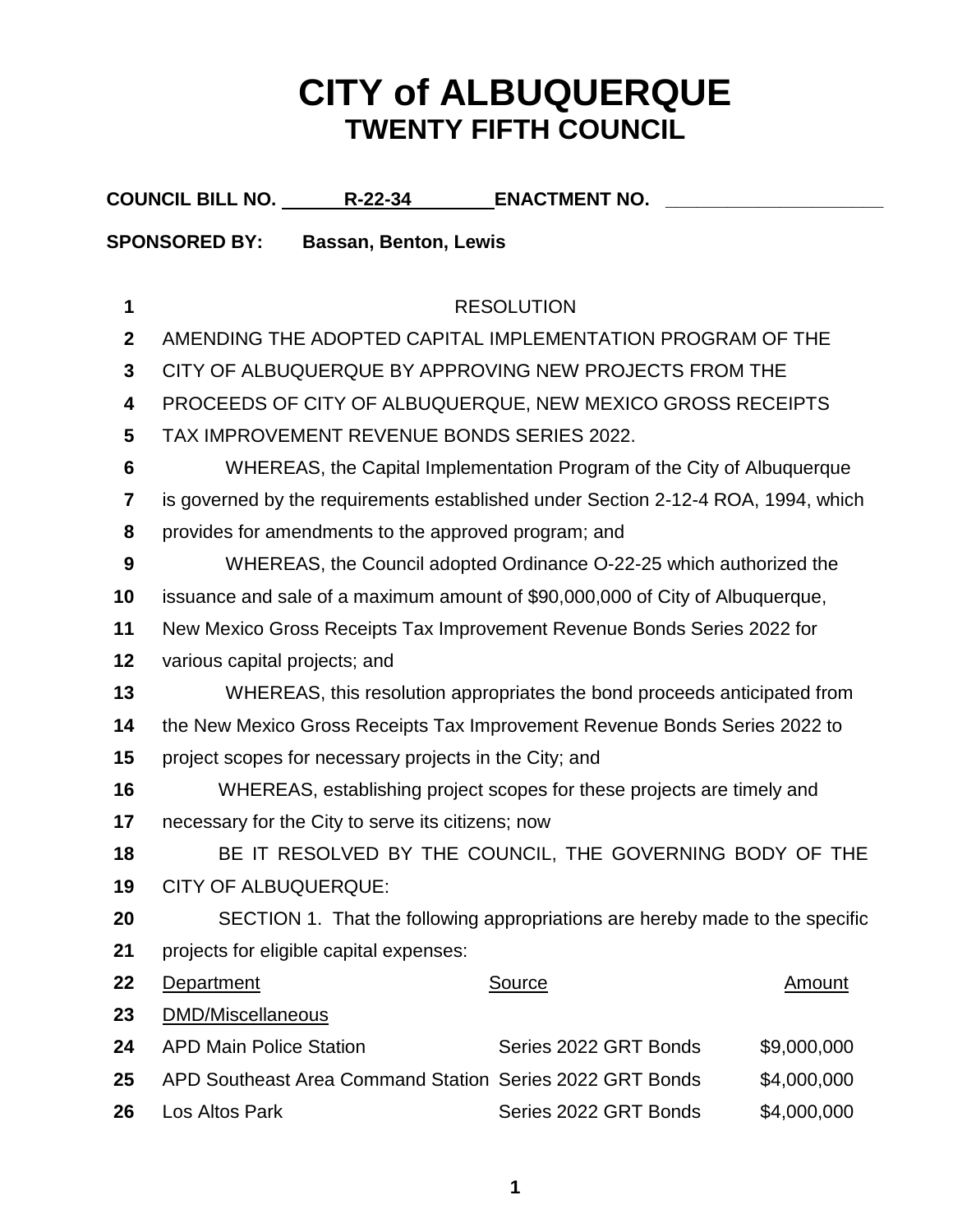# CITY of ALBUQUERQUE
## TWENTY FIFTH COUNCIL

**COUNCIL BILL NO.** R-22-34 **ENACTMENT NO.** ____________________

**SPONSORED BY:** **Bassan, Benton, Lewis**

RESOLUTION

AMENDING THE ADOPTED CAPITAL IMPLEMENTATION PROGRAM OF THE CITY OF ALBUQUERQUE BY APPROVING NEW PROJECTS FROM THE PROCEEDS OF CITY OF ALBUQUERQUE, NEW MEXICO GROSS RECEIPTS TAX IMPROVEMENT REVENUE BONDS SERIES 2022.

WHEREAS, the Capital Implementation Program of the City of Albuquerque is governed by the requirements established under Section 2-12-4 ROA, 1994, which provides for amendments to the approved program; and

WHEREAS, the Council adopted Ordinance O-22-25 which authorized the issuance and sale of a maximum amount of $90,000,000 of City of Albuquerque, New Mexico Gross Receipts Tax Improvement Revenue Bonds Series 2022 for various capital projects; and

WHEREAS, this resolution appropriates the bond proceeds anticipated from the New Mexico Gross Receipts Tax Improvement Revenue Bonds Series 2022 to project scopes for necessary projects in the City; and

WHEREAS, establishing project scopes for these projects are timely and necessary for the City to serve its citizens; now

BE IT RESOLVED BY THE COUNCIL, THE GOVERNING BODY OF THE CITY OF ALBUQUERQUE:

SECTION 1. That the following appropriations are hereby made to the specific projects for eligible capital expenses:

| Department | Source | Amount |
|---|---|---|
| DMD/Miscellaneous | | |
| APD Main Police Station | Series 2022 GRT Bonds | $9,000,000 |
| APD Southeast Area Command Station | Series 2022 GRT Bonds | $4,000,000 |
| Los Altos Park | Series 2022 GRT Bonds | $4,000,000 |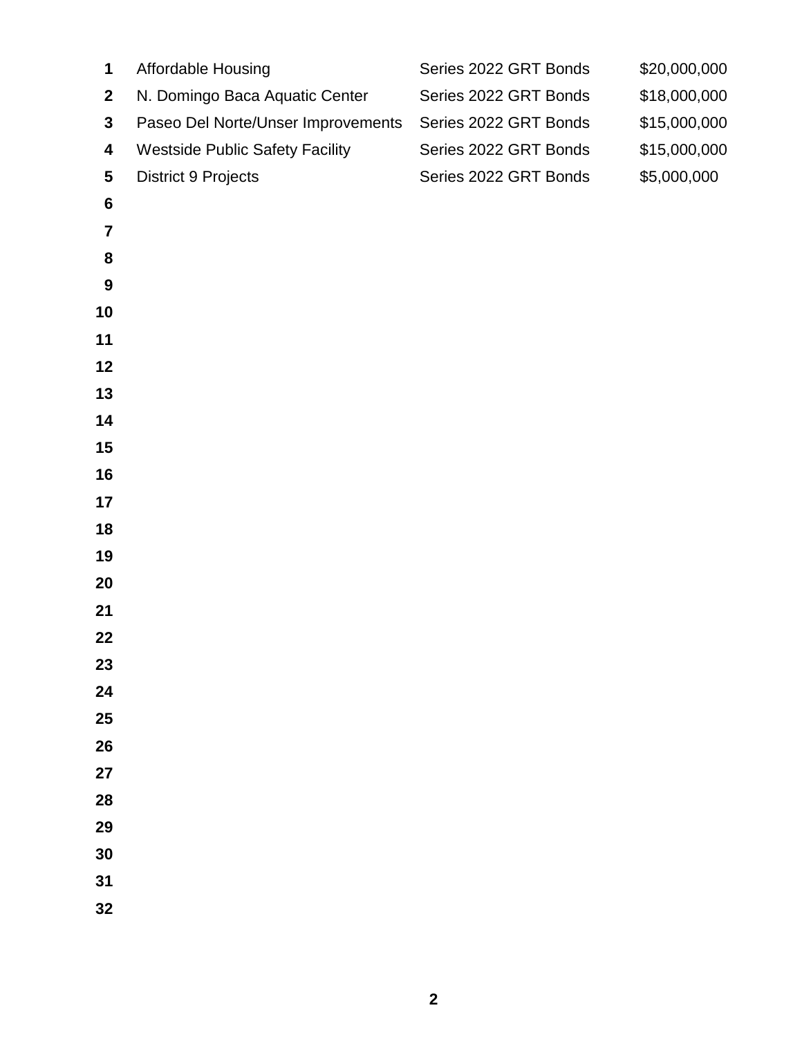| | | |
|---|---|---|
| Affordable Housing | Series 2022 GRT Bonds | $20,000,000 |
| N. Domingo Baca Aquatic Center | Series 2022 GRT Bonds | $18,000,000 |
| Paseo Del Norte/Unser Improvements | Series 2022 GRT Bonds | $15,000,000 |
| Westside Public Safety Facility | Series 2022 GRT Bonds | $15,000,000 |
| District 9 Projects | Series 2022 GRT Bonds | $5,000,000 |